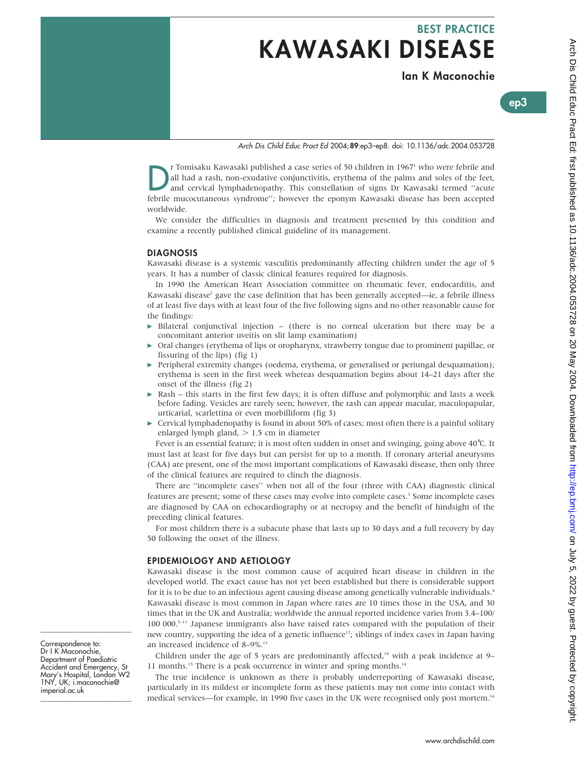## BEST PRACTICE

# KAWASAKI DISEASE

**Ian K Maconochie**

*Arch Dis Child Educ Pract Ed* 2004;**89**:ep3–ep8. doi: 10.1136/adc.2004.053728

Dr Tomisaku Kawasaki published a case series of 50 children in 1967[1] who were febrile and all had a rash, non-exudative conjunctivitis, erythema of the palms and soles of the feet, and cervical lymphadenopathy. This constellation of signs Dr Kawasaki termed "acute febrile mucocutaneous syndrome"; however the eponym Kawasaki disease has been accepted worldwide.

We consider the difficulties in diagnosis and treatment presented by this condition and examine a recently published clinical guideline of its management.

### DIAGNOSIS

Kawasaki disease is a systemic vasculitis predominantly affecting children under the age of 5 years. It has a number of classic clinical features required for diagnosis.

In 1990 the American Heart Association committee on rheumatic fever, endocarditis, and Kawasaki disease[2] gave the case definition that has been generally accepted—ie, a febrile illness of at least five days with at least four of the five following signs and no other reasonable cause for the findings:

- Bilateral conjunctival injection – (there is no corneal ulceration but there may be a concomitant anterior uveitis on slit lamp examination)
- Oral changes (erythema of lips or oropharynx, strawberry tongue due to prominent papillae, or fissuring of the lips) (fig 1)
- Peripheral extremity changes (oedema, erythema, or generalised or periungal desquamation); erythema is seen in the first week whereas desquamation begins about 14–21 days after the onset of the illness (fig 2)
- Rash – this starts in the first few days; it is often diffuse and polymorphic and lasts a week before fading. Vesicles are rarely seen; however, the rash can appear macular, maculopapular, urticarial, scarlettina or even morbilliform (fig 3)
- Cervical lymphadenopathy is found in about 50% of cases; most often there is a painful solitary enlarged lymph gland, > 1.5 cm in diameter

Fever is an essential feature; it is most often sudden in onset and swinging, going above 40°C. It must last at least for five days but can persist for up to a month. If coronary arterial aneurysms (CAA) are present, one of the most important complications of Kawasaki disease, then only three of the clinical features are required to clinch the diagnosis.

There are "incomplete cases" when not all of the four (three with CAA) diagnostic clinical features are present; some of these cases may evolve into complete cases.[3] Some incomplete cases are diagnosed by CAA on echocardiography or at necropsy and the benefit of hindsight of the preceding clinical features.

For most children there is a subacute phase that lasts up to 30 days and a full recovery by day 50 following the onset of the illness.

### EPIDEMIOLOGY AND AETIOLOGY

Kawasaki disease is the most common cause of acquired heart disease in children in the developed world. The exact cause has not yet been established but there is considerable support for it is to be due to an infectious agent causing disease among genetically vulnerable individuals.[4] Kawasaki disease is most common in Japan where rates are 10 times those in the USA, and 30 times that in the UK and Australia; worldwide the annual reported incidence varies from 3.4–100/100 000.[5–11] Japanese immigrants also have raised rates compared with the population of their new country, supporting the idea of a genetic influence[12]; siblings of index cases in Japan having an increased incidence of 8–9%.[13]

Children under the age of 5 years are predominantly affected,[14] with a peak incidence at 9–11 months.[15] There is a peak occurrence in winter and spring months.[14]

The true incidence is unknown as there is probably underreporting of Kawasaki disease, particularly in its mildest or incomplete form as these patients may not come into contact with medical services—for example, in 1990 five cases in the UK were recognised only post mortem.[16]

Correspondence to: Dr I K Maconochie, Department of Paediatric Accident and Emergency, St Mary's Hospital, London W2 1NY, UK; i.maconochie@imperial.ac.uk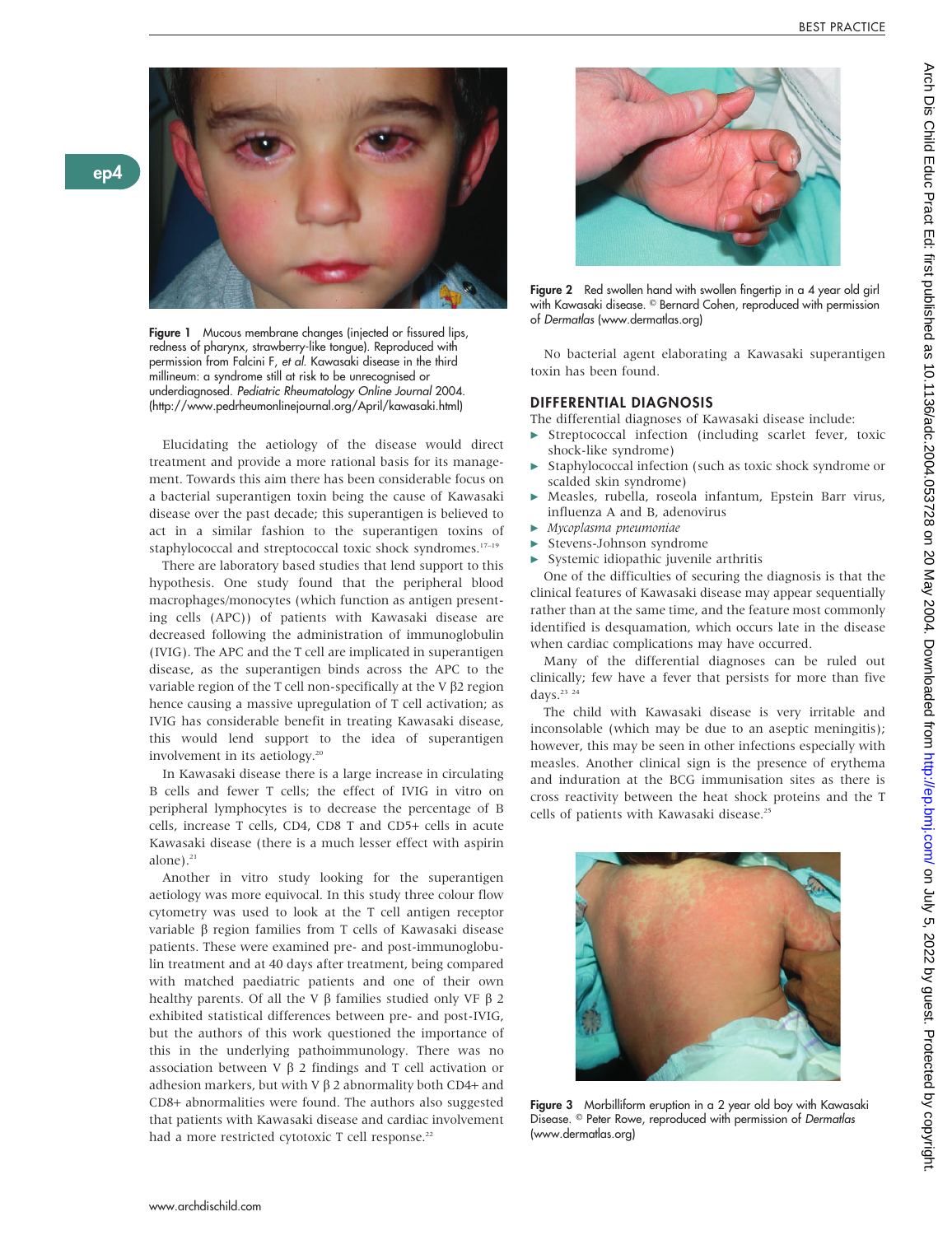Figure 1 Mucous membrane changes (injected or fissured lips, redness of pharynx, strawberry-like tongue). Reproduced with permission from Falcini F, *et al*. Kawasaki disease in the third millenium: a syndrome still at risk to be unrecognised or underdiagnosed. *Pediatric Rheumatology Online Journal* 2004. (http://www.pedrheumonlinejournal.org/April/kawasaki.html)

Elucidating the aetiology of the disease would direct treatment and provide a more rational basis for its management. Towards this aim there has been considerable focus on a bacterial superantigen toxin being the cause of Kawasaki disease over the past decade; this superantigen is believed to act in a similar fashion to the superantigen toxins of staphylococcal and streptococcal toxic shock syndromes.[17–19]

There are laboratory based studies that lend support to this hypothesis. One study found that the peripheral blood macrophages/monocytes (which function as antigen presenting cells (APC)) of patients with Kawasaki disease are decreased following the administration of immunoglobulin (IVIG). The APC and the T cell are implicated in superantigen disease, as the superantigen binds across the APC to the variable region of the T cell non-specifically at the V β2 region hence causing a massive upregulation of T cell activation; as IVIG has considerable benefit in treating Kawasaki disease, this would lend support to the idea of superantigen involvement in its aetiology.[20]

In Kawasaki disease there is a large increase in circulating B cells and fewer T cells; the effect of IVIG in vitro on peripheral lymphocytes is to decrease the percentage of B cells, increase T cells, CD4, CD8 T and CD5+ cells in acute Kawasaki disease (there is a much lesser effect with aspirin alone).[21]

Another in vitro study looking for the superantigen aetiology was more equivocal. In this study three colour flow cytometry was used to look at the T cell antigen receptor variable β region families from T cells of Kawasaki disease patients. These were examined pre- and post-immunoglobulin treatment and at 40 days after treatment, being compared with matched paediatric patients and one of their own healthy parents. Of all the V β families studied only VF β 2 exhibited statistical differences between pre- and post-IVIG, but the authors of this work questioned the importance of this in the underlying pathoimmunology. There was no association between V β 2 findings and T cell activation or adhesion markers, but with V β 2 abnormality both CD4+ and CD8+ abnormalities were found. The authors also suggested that patients with Kawasaki disease and cardiac involvement had a more restricted cytotoxic T cell response.[22]

Figure 2 Red swollen hand with swollen fingertip in a 4 year old girl with Kawasaki disease. © Bernard Cohen, reproduced with permission of *Dermatlas* (www.dermatlas.org)

No bacterial agent elaborating a Kawasaki superantigen toxin has been found.

## DIFFERENTIAL DIAGNOSIS

The differential diagnoses of Kawasaki disease include:

- Streptococcal infection (including scarlet fever, toxic shock-like syndrome)
- Staphylococcal infection (such as toxic shock syndrome or scalded skin syndrome)
- Measles, rubella, roseola infantum, Epstein Barr virus, influenza A and B, adenovirus
- *Mycoplasma pneumoniae*
- Stevens-Johnson syndrome
- Systemic idiopathic juvenile arthritis

One of the difficulties of securing the diagnosis is that the clinical features of Kawasaki disease may appear sequentially rather than at the same time, and the feature most commonly identified is desquamation, which occurs late in the disease when cardiac complications may have occurred.

Many of the differential diagnoses can be ruled out clinically; few have a fever that persists for more than five days.[23 24]

The child with Kawasaki disease is very irritable and inconsolable (which may be due to an aseptic meningitis); however, this may be seen in other infections especially with measles. Another clinical sign is the presence of erythema and induration at the BCG immunisation sites as there is cross reactivity between the heat shock proteins and the T cells of patients with Kawasaki disease.[25]

Figure 3 Morbilliform eruption in a 2 year old boy with Kawasaki Disease. © Peter Rowe, reproduced with permission of *Dermatlas* (www.dermatlas.org)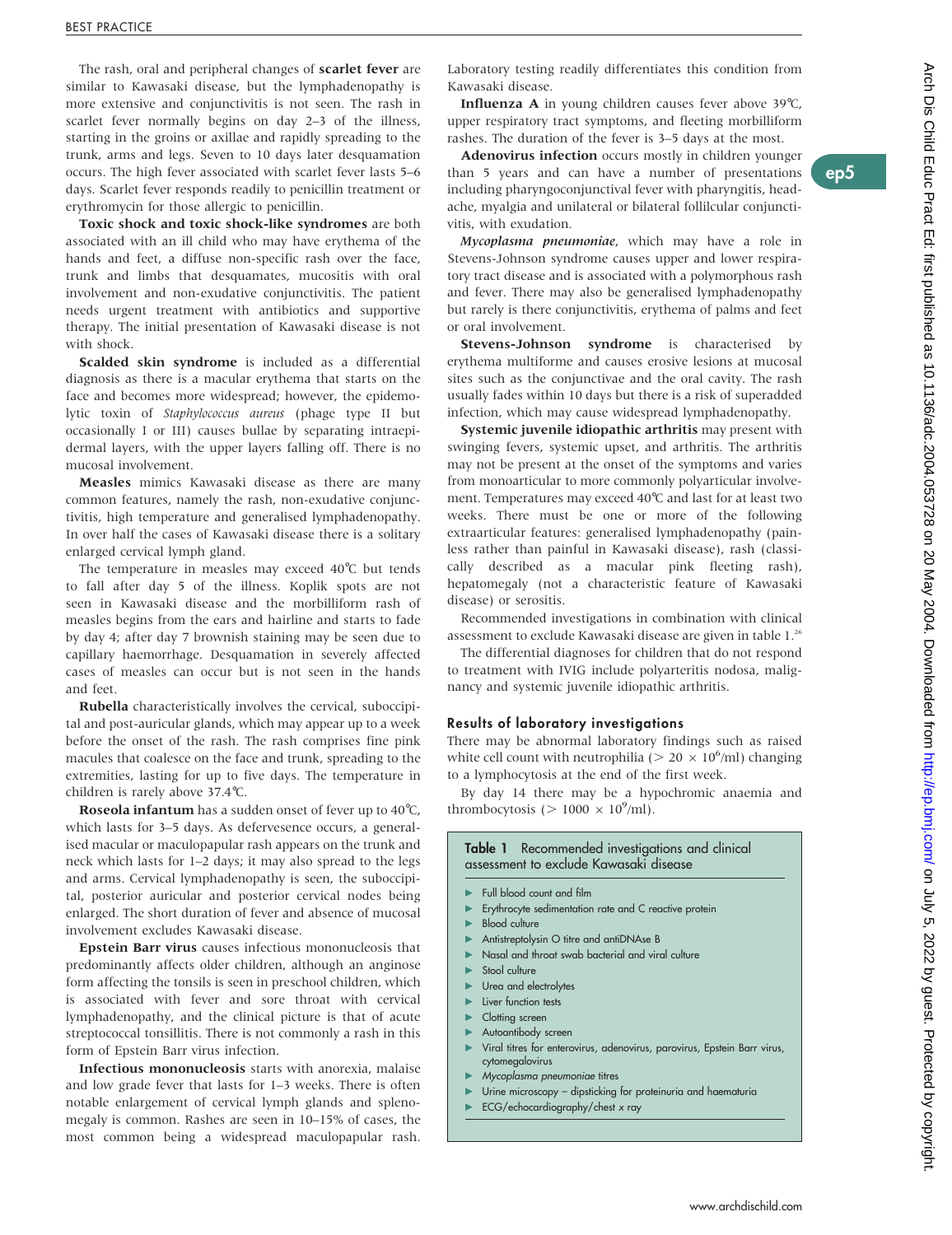The rash, oral and peripheral changes of **scarlet fever** are similar to Kawasaki disease, but the lymphadenopathy is more extensive and conjunctivitis is not seen. The rash in scarlet fever normally begins on day 2–3 of the illness, starting in the groins or axillae and rapidly spreading to the trunk, arms and legs. Seven to 10 days later desquamation occurs. The high fever associated with scarlet fever lasts 5–6 days. Scarlet fever responds readily to penicillin treatment or erythromycin for those allergic to penicillin.

**Toxic shock and toxic shock-like syndromes** are both associated with an ill child who may have erythema of the hands and feet, a diffuse non-specific rash over the face, trunk and limbs that desquamates, mucositis with oral involvement and non-exudative conjunctivitis. The patient needs urgent treatment with antibiotics and supportive therapy. The initial presentation of Kawasaki disease is not with shock.

**Scalded skin syndrome** is included as a differential diagnosis as there is a macular erythema that starts on the face and becomes more widespread; however, the epidemolytic toxin of *Staphylococcus aureus* (phage type II but occasionally I or III) causes bullae by separating intraepidermal layers, with the upper layers falling off. There is no mucosal involvement.

**Measles** mimics Kawasaki disease as there are many common features, namely the rash, non-exudative conjunctivitis, high temperature and generalised lymphadenopathy. In over half the cases of Kawasaki disease there is a solitary enlarged cervical lymph gland.

The temperature in measles may exceed 40℃ but tends to fall after day 5 of the illness. Koplik spots are not seen in Kawasaki disease and the morbilliform rash of measles begins from the ears and hairline and starts to fade by day 4; after day 7 brownish staining may be seen due to capillary haemorrhage. Desquamation in severely affected cases of measles can occur but is not seen in the hands and feet.

**Rubella** characteristically involves the cervical, suboccipital and post-auricular glands, which may appear up to a week before the onset of the rash. The rash comprises fine pink macules that coalesce on the face and trunk, spreading to the extremities, lasting for up to five days. The temperature in children is rarely above 37.4℃.

**Roseola infantum** has a sudden onset of fever up to 40℃, which lasts for 3–5 days. As defervesence occurs, a generalised macular or maculopapular rash appears on the trunk and neck which lasts for 1–2 days; it may also spread to the legs and arms. Cervical lymphadenopathy is seen, the suboccipital, posterior auricular and posterior cervical nodes being enlarged. The short duration of fever and absence of mucosal involvement excludes Kawasaki disease.

**Epstein Barr virus** causes infectious mononucleosis that predominantly affects older children, although an anginose form affecting the tonsils is seen in preschool children, which is associated with fever and sore throat with cervical lymphadenopathy, and the clinical picture is that of acute streptococcal tonsillitis. There is not commonly a rash in this form of Epstein Barr virus infection.

**Infectious mononucleosis** starts with anorexia, malaise and low grade fever that lasts for 1–3 weeks. There is often notable enlargement of cervical lymph glands and splenomegaly is common. Rashes are seen in 10–15% of cases, the most common being a widespread maculopapular rash. Laboratory testing readily differentiates this condition from Kawasaki disease.

**Influenza A** in young children causes fever above 39℃, upper respiratory tract symptoms, and fleeting morbilliform rashes. The duration of the fever is 3–5 days at the most.

**Adenovirus infection** occurs mostly in children younger than 5 years and can have a number of presentations including pharyngoconjunctival fever with pharyngitis, headache, myalgia and unilateral or bilateral follilcular conjunctivitis, with exudation.

***Mycoplasma pneumoniae***, which may have a role in Stevens-Johnson syndrome causes upper and lower respiratory tract disease and is associated with a polymorphous rash and fever. There may also be generalised lymphadenopathy but rarely is there conjunctivitis, erythema of palms and feet or oral involvement.

**Stevens-Johnson syndrome** is characterised by erythema multiforme and causes erosive lesions at mucosal sites such as the conjunctivae and the oral cavity. The rash usually fades within 10 days but there is a risk of superadded infection, which may cause widespread lymphadenopathy.

**Systemic juvenile idiopathic arthritis** may present with swinging fevers, systemic upset, and arthritis. The arthritis may not be present at the onset of the symptoms and varies from monoarticular to more commonly polyarticular involvement. Temperatures may exceed 40℃ and last for at least two weeks. There must be one or more of the following extraarticular features: generalised lymphadenopathy (painless rather than painful in Kawasaki disease), rash (classically described as a macular pink fleeting rash), hepatomegaly (not a characteristic feature of Kawasaki disease) or serositis.

Recommended investigations in combination with clinical assessment to exclude Kawasaki disease are given in table 1.[26]

The differential diagnoses for children that do not respond to treatment with IVIG include polyarteritis nodosa, malignancy and systemic juvenile idiopathic arthritis.

## Results of laboratory investigations

There may be abnormal laboratory findings such as raised white cell count with neutrophilia ($> 20 \times 10^6$/ml) changing to a lymphocytosis at the end of the first week.

By day 14 there may be a hypochromic anaemia and thrombocytosis ($> 1000 \times 10^9$/ml).

**Table 1** Recommended investigations and clinical assessment to exclude Kawasaki disease

- Full blood count and film
- Erythrocyte sedimentation rate and C reactive protein
- Blood culture
- Antistreptolysin O titre and antiDNAse B
- Nasal and throat swab bacterial and viral culture
- Stool culture
- Urea and electrolytes
- Liver function tests
- Clotting screen
- Autoantibody screen
- Viral titres for enterovirus, adenovirus, parovirus, Epstein Barr virus, cytomegalovirus
- *Mycoplasma pneumoniae* titres
- Urine microscopy – dipsticking for proteinuria and haematuria
- ECG/echocardiography/chest *x* ray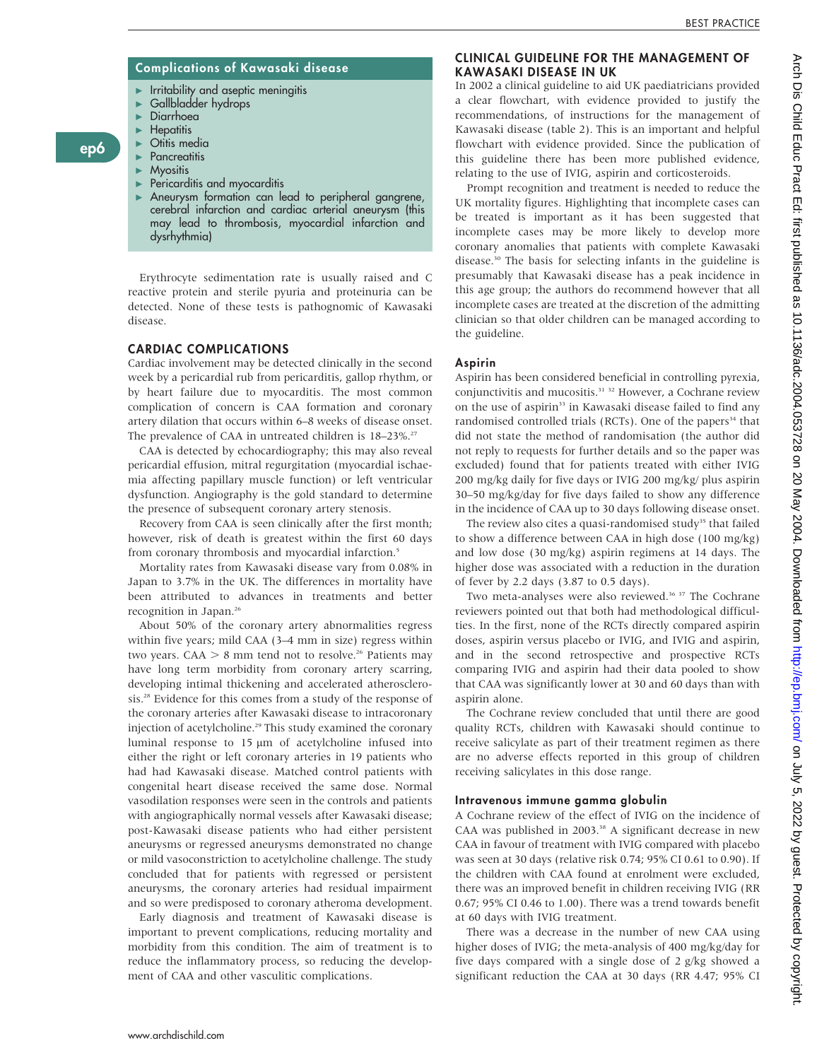## Complications of Kawasaki disease

- Irritability and aseptic meningitis
- Gallbladder hydrops
- Diarrhoea
- Hepatitis
- Otitis media
- Pancreatitis
- Myositis
- Pericarditis and myocarditis
- Aneurysm formation can lead to peripheral gangrene, cerebral infarction and cardiac arterial aneurysm (this may lead to thrombosis, myocardial infarction and dysrhythmia)

Erythrocyte sedimentation rate is usually raised and C reactive protein and sterile pyuria and proteinuria can be detected. None of these tests is pathognomic of Kawasaki disease.

## CARDIAC COMPLICATIONS

Cardiac involvement may be detected clinically in the second week by a pericardial rub from pericarditis, gallop rhythm, or by heart failure due to myocarditis. The most common complication of concern is CAA formation and coronary artery dilation that occurs within 6–8 weeks of disease onset. The prevalence of CAA in untreated children is 18–23%.[27]

CAA is detected by echocardiography; this may also reveal pericardial effusion, mitral regurgitation (myocardial ischaemia affecting papillary muscle function) or left ventricular dysfunction. Angiography is the gold standard to determine the presence of subsequent coronary artery stenosis.

Recovery from CAA is seen clinically after the first month; however, risk of death is greatest within the first 60 days from coronary thrombosis and myocardial infarction.[5]

Mortality rates from Kawasaki disease vary from 0.08% in Japan to 3.7% in the UK. The differences in mortality have been attributed to advances in treatments and better recognition in Japan.[26]

About 50% of the coronary artery abnormalities regress within five years; mild CAA (3–4 mm in size) regress within two years. CAA > 8 mm tend not to resolve.[26] Patients may have long term morbidity from coronary artery scarring, developing intimal thickening and accelerated atherosclerosis.[28] Evidence for this comes from a study of the response of the coronary arteries after Kawasaki disease to intracoronary injection of acetylcholine.[29] This study examined the coronary luminal response to 15 μm of acetylcholine infused into either the right or left coronary arteries in 19 patients who had had Kawasaki disease. Matched control patients with congenital heart disease received the same dose. Normal vasodilation responses were seen in the controls and patients with angiographically normal vessels after Kawasaki disease; post-Kawasaki disease patients who had either persistent aneurysms or regressed aneurysms demonstrated no change or mild vasoconstriction to acetylcholine challenge. The study concluded that for patients with regressed or persistent aneurysms, the coronary arteries had residual impairment and so were predisposed to coronary atheroma development.

Early diagnosis and treatment of Kawasaki disease is important to prevent complications, reducing mortality and morbidity from this condition. The aim of treatment is to reduce the inflammatory process, so reducing the development of CAA and other vasculitic complications.

## CLINICAL GUIDELINE FOR THE MANAGEMENT OF KAWASAKI DISEASE IN UK

In 2002 a clinical guideline to aid UK paediatricians provided a clear flowchart, with evidence provided to justify the recommendations, of instructions for the management of Kawasaki disease (table 2). This is an important and helpful flowchart with evidence provided. Since the publication of this guideline there has been more published evidence, relating to the use of IVIG, aspirin and corticosteroids.

Prompt recognition and treatment is needed to reduce the UK mortality figures. Highlighting that incomplete cases can be treated is important as it has been suggested that incomplete cases may be more likely to develop more coronary anomalies that patients with complete Kawasaki disease.[30] The basis for selecting infants in the guideline is presumably that Kawasaki disease has a peak incidence in this age group; the authors do recommend however that all incomplete cases are treated at the discretion of the admitting clinician so that older children can be managed according to the guideline.

### Aspirin

Aspirin has been considered beneficial in controlling pyrexia, conjunctivitis and mucositis.[31,32] However, a Cochrane review on the use of aspirin[33] in Kawasaki disease failed to find any randomised controlled trials (RCTs). One of the papers[34] that did not state the method of randomisation (the author did not reply to requests for further details and so the paper was excluded) found that for patients treated with either IVIG 200 mg/kg daily for five days or IVIG 200 mg/kg/ plus aspirin 30–50 mg/kg/day for five days failed to show any difference in the incidence of CAA up to 30 days following disease onset.

The review also cites a quasi-randomised study[35] that failed to show a difference between CAA in high dose (100 mg/kg) and low dose (30 mg/kg) aspirin regimens at 14 days. The higher dose was associated with a reduction in the duration of fever by 2.2 days (3.87 to 0.5 days).

Two meta-analyses were also reviewed.[36,37] The Cochrane reviewers pointed out that both had methodological difficulties. In the first, none of the RCTs directly compared aspirin doses, aspirin versus placebo or IVIG, and IVIG and aspirin, and in the second retrospective and prospective RCTs comparing IVIG and aspirin had their data pooled to show that CAA was significantly lower at 30 and 60 days than with aspirin alone.

The Cochrane review concluded that until there are good quality RCTs, children with Kawasaki should continue to receive salicylate as part of their treatment regimen as there are no adverse effects reported in this group of children receiving salicylates in this dose range.

### Intravenous immune gamma globulin

A Cochrane review of the effect of IVIG on the incidence of CAA was published in 2003.[38] A significant decrease in new CAA in favour of treatment with IVIG compared with placebo was seen at 30 days (relative risk 0.74; 95% CI 0.61 to 0.90). If the children with CAA found at enrolment were excluded, there was an improved benefit in children receiving IVIG (RR 0.67; 95% CI 0.46 to 1.00). There was a trend towards benefit at 60 days with IVIG treatment.

There was a decrease in the number of new CAA using higher doses of IVIG; the meta-analysis of 400 mg/kg/day for five days compared with a single dose of 2 g/kg showed a significant reduction the CAA at 30 days (RR 4.47; 95% CI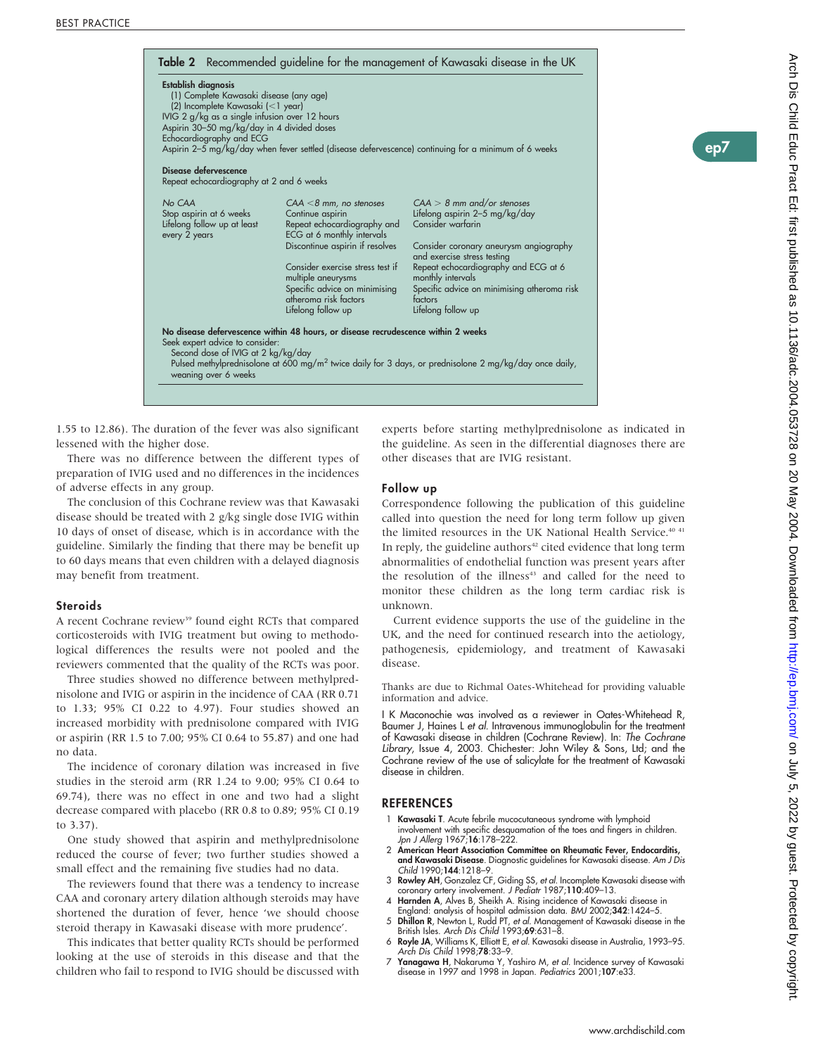**Table 2** Recommended guideline for the management of Kawasaki disease in the UK

**Establish diagnosis**
(1) Complete Kawasaki disease (any age)
(2) Incomplete Kawasaki (<1 year)
IVIG 2 g/kg as a single infusion over 12 hours
Aspirin 30–50 mg/kg/day in 4 divided doses
Echocardiography and ECG
Aspirin 2–5 mg/kg/day when fever settled (disease defervescence) continuing for a minimum of 6 weeks

**Disease defervescence**
Repeat echocardiography at 2 and 6 weeks

| *No CAA* | *CAA <8 mm, no stenoses* | *CAA > 8 mm and/or stenoses* |
|---|---|---|
| Stop aspirin at 6 weeks | Continue aspirin | Lifelong aspirin 2–5 mg/kg/day |
| Lifelong follow up at least every 2 years | Repeat echocardiography and ECG at 6 monthly intervals | Consider warfarin |
| | Discontinue aspirin if resolves | Consider coronary aneurysm angiography and exercise stress testing |
| | Consider exercise stress test if multiple aneurysms | Repeat echocardiography and ECG at 6 monthly intervals |
| | Specific advice on minimising atheroma risk factors | Specific advice on minimising atheroma risk factors |
| | Lifelong follow up | Lifelong follow up |

**No disease defervescence within 48 hours, or disease recrudescence within 2 weeks**
Seek expert advice to consider:
Second dose of IVIG at 2 kg/kg/day
Pulsed methylprednisolone at 600 mg/m$^2$ twice daily for 3 days, or prednisolone 2 mg/kg/day once daily, weaning over 6 weeks

1.55 to 12.86). The duration of the fever was also significant lessened with the higher dose.

There was no difference between the different types of preparation of IVIG used and no differences in the incidences of adverse effects in any group.

The conclusion of this Cochrane review was that Kawasaki disease should be treated with 2 g/kg single dose IVIG within 10 days of onset of disease, which is in accordance with the guideline. Similarly the finding that there may be benefit up to 60 days means that even children with a delayed diagnosis may benefit from treatment.

### Steroids

A recent Cochrane review[39] found eight RCTs that compared corticosteroids with IVIG treatment but owing to methodological differences the results were not pooled and the reviewers commented that the quality of the RCTs was poor.

Three studies showed no difference between methylprednisolone and IVIG or aspirin in the incidence of CAA (RR 0.71 to 1.33; 95% CI 0.22 to 4.97). Four studies showed an increased morbidity with prednisolone compared with IVIG or aspirin (RR 1.5 to 7.00; 95% CI 0.64 to 55.87) and one had no data.

The incidence of coronary dilation was increased in five studies in the steroid arm (RR 1.24 to 9.00; 95% CI 0.64 to 69.74), there was no effect in one and two had a slight decrease compared with placebo (RR 0.8 to 0.89; 95% CI 0.19 to 3.37).

One study showed that aspirin and methylprednisolone reduced the course of fever; two further studies showed a small effect and the remaining five studies had no data.

The reviewers found that there was a tendency to increase CAA and coronary artery dilation although steroids may have shortened the duration of fever, hence 'we should choose steroid therapy in Kawasaki disease with more prudence'.

This indicates that better quality RCTs should be performed looking at the use of steroids in this disease and that the children who fail to respond to IVIG should be discussed with experts before starting methylprednisolone as indicated in the guideline. As seen in the differential diagnoses there are other diseases that are IVIG resistant.

### Follow up

Correspondence following the publication of this guideline called into question the need for long term follow up given the limited resources in the UK National Health Service.[40 41] In reply, the guideline authors[42] cited evidence that long term abnormalities of endothelial function was present years after the resolution of the illness[43] and called for the need to monitor these children as the long term cardiac risk is unknown.

Current evidence supports the use of the guideline in the UK, and the need for continued research into the aetiology, pathogenesis, epidemiology, and treatment of Kawasaki disease.

Thanks are due to Richmal Oates-Whitehead for providing valuable information and advice.

I K Maconochie was involved as a reviewer in Oates-Whitehead R, Baumer J, Haines L *et al*. Intravenous immunoglobulin for the treatment of Kawasaki disease in children (Cochrane Review). In: *The Cochrane Library*, Issue 4, 2003. Chichester: John Wiley & Sons, Ltd; and the Cochrane review of the use of salicylate for the treatment of Kawasaki disease in children.

## REFERENCES

1. **Kawasaki T**. Acute febrile mucocutaneous syndrome with lymphoid involvement with specific desquamation of the toes and fingers in children. *Jpn J Allerg* 1967;**16**:178–222.
2. **American Heart Association Committee on Rheumatic Fever, Endocarditis, and Kawasaki Disease**. Diagnostic guidelines for Kawasaki disease. *Am J Dis Child* 1990;**144**:1218–9.
3. **Rowley AH**, Gonzalez CF, Giding SS, *et al*. Incomplete Kawasaki disease with coronary artery involvement. *J Pediatr* 1987;**110**:409–13.
4. **Harnden A**, Alves B, Sheikh A. Rising incidence of Kawasaki disease in England: analysis of hospital admission data. *BMJ* 2002;**342**:1424–5.
5. **Dhillon R**, Newton L, Rudd PT, *et al*. Management of Kawasaki disease in the British Isles. *Arch Dis Child* 1993;**69**:631–8.
6. **Royle JA**, Williams K, Elliott E, *et al*. Kawasaki disease in Australia, 1993–95. *Arch Dis Child* 1998;**78**:33–9.
7. **Yanagawa H**, Nakaruma Y, Yashiro M, *et al*. Incidence survey of Kawasaki disease in 1997 and 1998 in Japan. *Pediatrics* 2001;**107**:e33.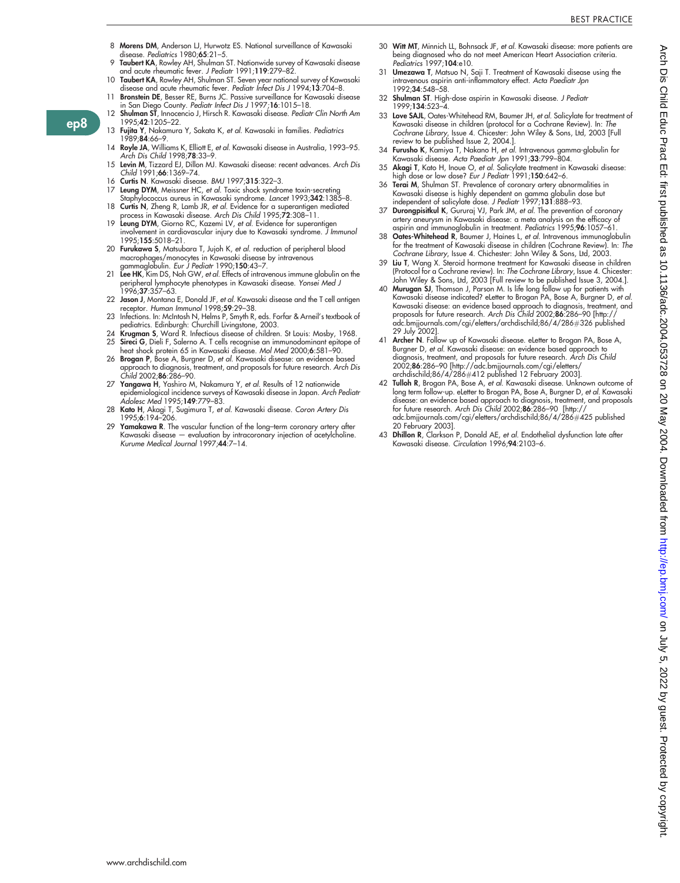8 **Morens DM**, Anderson LJ, Hurwotz ES. National surveillance of Kawasaki disease. *Pediatrics* 1980;**65**:21–5.

9 **Taubert KA**, Rowley AH, Shulman ST. Nationwide survey of Kawasaki disease and acute rheumatic fever. *J Pediatr* 1991;**119**:279–82.

10 **Taubert KA**, Rowley AH, Shulman ST. Seven year national survey of Kawasaki disease and acute rheumatic fever. *Pediatr Infect Dis J* 1994;**13**:704–8.

11 **Bronstein DE**, Besser RE, Burns JC. Passive surveillance for Kawasaki disease in San Diego County. *Pediatr Infect Dis J* 1997;**16**:1015–18.

12 **Shulman ST**, Innocencio J, Hirsch R. Kawasaki disease. *Pediatr Clin North Am* 1995;**42**:1205–22.

13 **Fujita Y**, Nakamura Y, Sakata K, *et al.* Kawasaki in families. *Pediatrics* 1989;**84**:66–9.

14 **Royle JA**, Williams K, Elliott E, *et al.* Kawasaki disease in Australia, 1993–95. *Arch Dis Child* 1998;**78**:33–9.

15 **Levin M**, Tizzard EJ, Dillon MJ. Kawasaki disease: recent advances. *Arch Dis Child* 1991;**66**:1369–74.

16 **Curtis N**. Kawasaki disease. *BMJ* 1997;**315**:322–3.

17 **Leung DYM**, Meissner HC, *et al.* Toxic shock syndrome toxin-secreting Staphylococcus aureus in Kawasaki syndrome. *Lancet* 1993;**342**:1385–8.

18 **Curtis N**, Zheng R, Lamb JR, *et al.* Evidence for a superantigen mediated process in Kawasaki disease. *Arch Dis Child* 1995;**72**:308–11.

19 **Leung DYM**, Giorno RC, Kazemi LV, *et al.* Evidence for superantigen involvement in cardiovascular injury due to Kawasaki syndrome. *J Immunol* 1995;**155**:5018–21.

20 **Furukawa S**, Matsubara T, Jujoh K, *et al.* reduction of peripheral blood macrophages/monocytes in Kawasaki disease by intravenous gammaglobulin. *Eur J Pediatr* 1990;**150**:43–7.

21 **Lee HK**, Kim DS, Noh GW, *et al.* Effects of intravenous immune globulin on the peripheral lymphocyte phenotypes in Kawasaki disease. *Yonsei Med J* 1996;**37**:357–63.

22 **Jason J**, Montana E, Donald JF, *et al.* Kawasaki disease and the T cell antigen receptor. *Human Immunol* 1998;**59**:29–38.

23 Infections. In: McIntosh N, Helms P, Smyth R, eds. Forfar & Arneil's textbook of pediatrics. Edinburgh: Churchill Livingstone, 2003.

24 **Krugman S**, Ward R. Infectious disease of children. St Louis: Mosby, 1968.

25 **Sireci G**, Dieli F, Salerno A. T cells recognise an immunodominant epitope of heat shock protein 65 in Kawasaki disease. *Mol Med* 2000;**6**:581–90.

26 **Brogan P**, Bose A, Burgner D, *et al.* Kawasaki disease: an evidence based approach to diagnosis, treatment, and proposals for future research. *Arch Dis Child* 2002;**86**:286–90.

27 **Yangawa H**, Yashiro M, Nakamura Y, *et al.* Results of 12 nationwide epidemiological incidence surveys of Kawasaki disease in Japan. *Arch Pediatr Adolesc Med* 1995;**149**:779–83.

28 **Kato H**, Akagi T, Sugimura T, *et al.* Kawasaki disease. *Coron Artery Dis* 1995;**6**:194–206.

29 **Yamakawa R**. The vascular function of the long–term coronary artery after Kawasaki disease — evaluation by intracoronary injection of acetylcholine. *Kurume Medical Journal* 1997;**44**:7–14.

30 **Witt MT**, Minnich LL, Bohnsack JF, *et al.* Kawasaki disease: more patients are being diagnosed who do not meet American Heart Association criteria. *Pediatrics* 1997;**104**:e10.

31 **Umezawa T**, Matsuo N, Saji T. Treatment of Kawasaki disease using the intravenous aspirin anti-inflammatory effect. *Acta Paediatr Jpn* 1992;**34**:548–58.

32 **Shulman ST**. High-dose aspirin in Kawasaki disease. *J Pediatr* 1999;**134**:523–4.

33 **Love SAJL**, Oates-Whitehead RM, Baumer JH, *et al.* Salicylate for treatment of Kawasaki disease in children (protocol for a Cochrane Review). In: *The Cochrane Library*, Issue 4. Chicester: John Wiley & Sons, Ltd, 2003 [Full review to be published Issue 2, 2004.].

34 **Furusho K**, Kamiya T, Nakano H, *et al.* Intravenous gamma-globulin for Kawasaki disease. *Acta Paediatr Jpn* 1991;**33**:799–804.

35 **Akagi T**, Kato H, Inoue O, *et al.* Salicylate treatment in Kawasaki disease: high dose or low dose? *Eur J Pediatr* 1991;**150**:642–6.

36 **Terai M**, Shulman ST. Prevalence of coronary artery abnormalities in Kawasaki disease is highly dependent on gamma globulin dose but independent of salicylate dose. *J Pediatr* 1997;**131**:888–93.

37 **Durongpisitkul K**, Gururaj VJ, Park JM, *et al.* The prevention of coronary artery aneurysm in Kawasaki disease: a meta analysis on the efficacy of aspirin and immunoglobulin in treatment. *Pediatrics* 1995;**96**:1057–61.

38 **Oates-Whitehead R**, Baumer J, Haines L, *et al.* Intravenous immunoglobulin for the treatment of Kawasaki disease in children (Cochrane Review). In: *The Cochrane Library*, Issue 4. Chichester: John Wiley & Sons, Ltd, 2003.

39 **Liu T**, Wang X. Steroid hormone treatment for Kawasaki disease in children (Protocol for a Cochrane review). In: *The Cochrane Library*, Issue 4. Chicester: John Wiley & Sons, Ltd, 2003 [Full review to be published Issue 3, 2004.].

40 **Murugan SJ**, Thomson J, Parson M. Is life long follow up for patients with Kawasaki disease indicated? eLetter to Brogan PA, Bose A, Burgner D, *et al.* Kawasaki disease: an evidence based approach to diagnosis, treatment, and proposals for future research. *Arch Dis Child* 2002;**86**:286–90 [http://adc.bmjjournals.com/cgi/eletters/archdischild;86/4/286#326 published 29 July 2002].

41 **Archer N**. Follow up of Kawasaki disease. eLetter to Brogan PA, Bose A, Burgner D, *et al.* Kawasaki disease: an evidence based approach to diagnosis, treatment, and proposals for future research. *Arch Dis Child* 2002;**86**:286–90 [http://adc.bmjjournals.com/cgi/eletters/archdischild;86/4/286#412 published 12 February 2003].

42 **Tulloh R**, Brogan PA, Bose A, *et al.* Kawasaki disease. Unknown outcome of long term follow-up. eLetter to Brogan PA, Bose A, Burgner D, *et al.* Kawasaki disease: an evidence based approach to diagnosis, treatment, and proposals for future research. *Arch Dis Child* 2002;**86**:286–90 [http://adc.bmjjournals.com/cgi/eletters/archdischild;86/4/286#425 published 20 February 2003].

43 **Dhillon R**, Clarkson P, Donald AE, *et al.* Endothelial dysfunction late after Kawasaki disease. *Circulation* 1996;**94**:2103–6.